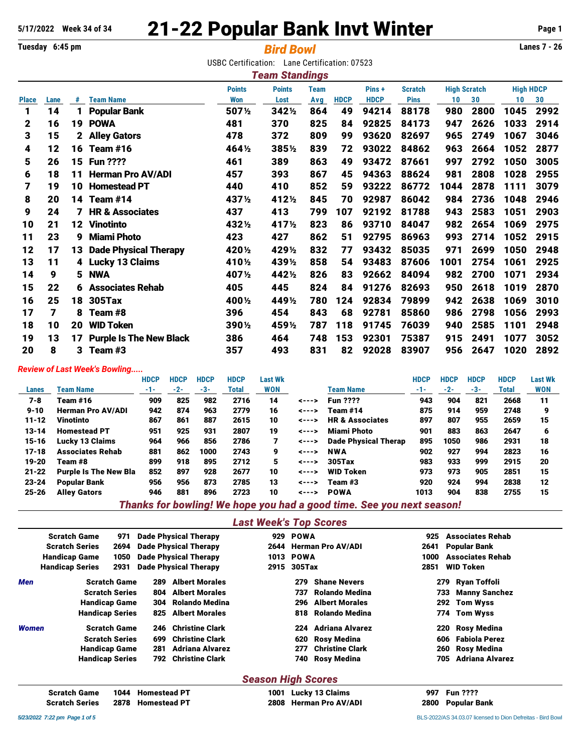5/17/2022 Week 34 of 34

# 21-22 Popular Bank Invt Winter

Tuesday 6:45 pm

## Bird Bowl

Lanes 7 - 26

USBC Certification: Lane Certification: 07523

### Team Standings

| Place | Lane | # | Team Name | Points Won | Points Lost | Team Avg | HDCP | Pins + HDCP | Scratch Pins | High Scratch 10 | High Scratch 30 | High HDCP 10 | High HDCP 30 |
|---|---|---|---|---|---|---|---|---|---|---|---|---|---|
| 1 | 14 | 1 | Popular Bank | 507½ | 342½ | 864 | 49 | 94214 | 88178 | 980 | 2800 | 1045 | 2992 |
| 2 | 16 | 19 | POWA | 481 | 370 | 825 | 84 | 92825 | 84173 | 947 | 2626 | 1033 | 2914 |
| 3 | 15 | 2 | Alley Gators | 478 | 372 | 809 | 99 | 93620 | 82697 | 965 | 2749 | 1067 | 3046 |
| 4 | 12 | 16 | Team #16 | 464½ | 385½ | 839 | 72 | 93022 | 84862 | 963 | 2664 | 1052 | 2877 |
| 5 | 26 | 15 | Fun ???? | 461 | 389 | 863 | 49 | 93472 | 87661 | 997 | 2792 | 1050 | 3005 |
| 6 | 18 | 11 | Herman Pro AV/ADI | 457 | 393 | 867 | 45 | 94363 | 88624 | 981 | 2808 | 1028 | 2955 |
| 7 | 19 | 10 | Homestead PT | 440 | 410 | 852 | 59 | 93222 | 86772 | 1044 | 2878 | 1111 | 3079 |
| 8 | 20 | 14 | Team #14 | 437½ | 412½ | 845 | 70 | 92987 | 86042 | 984 | 2736 | 1048 | 2946 |
| 9 | 24 | 7 | HR & Associates | 437 | 413 | 799 | 107 | 92192 | 81788 | 943 | 2583 | 1051 | 2903 |
| 10 | 21 | 12 | Vinotinto | 432½ | 417½ | 823 | 86 | 93710 | 84047 | 982 | 2654 | 1069 | 2975 |
| 11 | 23 | 9 | Miami Photo | 423 | 427 | 862 | 51 | 92795 | 86963 | 993 | 2714 | 1052 | 2915 |
| 12 | 17 | 13 | Dade Physical Therapy | 420½ | 429½ | 832 | 77 | 93432 | 85035 | 971 | 2699 | 1050 | 2948 |
| 13 | 11 | 4 | Lucky 13 Claims | 410½ | 439½ | 858 | 54 | 93483 | 87606 | 1001 | 2754 | 1061 | 2925 |
| 14 | 9 | 5 | NWA | 407½ | 442½ | 826 | 83 | 92662 | 84094 | 982 | 2700 | 1071 | 2934 |
| 15 | 22 | 6 | Associates Rehab | 405 | 445 | 824 | 84 | 91276 | 82693 | 950 | 2618 | 1019 | 2870 |
| 16 | 25 | 18 | 305Tax | 400½ | 449½ | 780 | 124 | 92834 | 79899 | 942 | 2638 | 1069 | 3010 |
| 17 | 7 | 8 | Team #8 | 396 | 454 | 843 | 68 | 92781 | 85860 | 986 | 2798 | 1056 | 2993 |
| 18 | 10 | 20 | WID Token | 390½ | 459½ | 787 | 118 | 91745 | 76039 | 940 | 2585 | 1101 | 2948 |
| 19 | 13 | 17 | Purple Is The New Black | 386 | 464 | 748 | 153 | 92301 | 75387 | 915 | 2491 | 1077 | 3052 |
| 20 | 8 | 3 | Team #3 | 357 | 493 | 831 | 82 | 92028 | 83907 | 956 | 2647 | 1020 | 2892 |

*Review of Last Week's Bowling.....*

| Lanes | Team Name | HDCP -1- | HDCP -2- | HDCP -3- | HDCP Total | Last Wk WON | | Team Name | HDCP -1- | HDCP -2- | HDCP -3- | HDCP Total | Last Wk WON |
|---|---|---|---|---|---|---|---|---|---|---|---|---|---|
| 7-8 | Team #16 | 909 | 825 | 982 | 2716 | 14 | <---> | Fun ???? | 943 | 904 | 821 | 2668 | 11 |
| 9-10 | Herman Pro AV/ADI | 942 | 874 | 963 | 2779 | 16 | <---> | Team #14 | 875 | 914 | 959 | 2748 | 9 |
| 11-12 | Vinotinto | 867 | 861 | 887 | 2615 | 10 | <---> | HR & Associates | 897 | 807 | 955 | 2659 | 15 |
| 13-14 | Homestead PT | 951 | 925 | 931 | 2807 | 19 | <---> | Miami Photo | 901 | 883 | 863 | 2647 | 6 |
| 15-16 | Lucky 13 Claims | 964 | 966 | 856 | 2786 | 7 | <---> | Dade Physical Therap | 895 | 1050 | 986 | 2931 | 18 |
| 17-18 | Associates Rehab | 881 | 862 | 1000 | 2743 | 9 | <---> | NWA | 902 | 927 | 994 | 2823 | 16 |
| 19-20 | Team #8 | 899 | 918 | 895 | 2712 | 5 | <---> | 305Tax | 983 | 933 | 999 | 2915 | 20 |
| 21-22 | Purple Is The New Bla | 852 | 897 | 928 | 2677 | 10 | <---> | WID Token | 973 | 973 | 905 | 2851 | 15 |
| 23-24 | Popular Bank | 956 | 956 | 873 | 2785 | 13 | <---> | Team #3 | 920 | 924 | 994 | 2838 | 12 |
| 25-26 | Alley Gators | 946 | 881 | 896 | 2723 | 10 | <---> | POWA | 1013 | 904 | 838 | 2755 | 15 |

***Thanks for bowling! We hope you had a good time. See you next season!***

### Last Week's Top Scores

| | | | | | | | |
|---|---|---|---|---|---|---|---|
| Scratch Game | 971 | Dade Physical Therapy | 929 | POWA | 925 | Associates Rehab |
| Scratch Series | 2694 | Dade Physical Therapy | 2644 | Herman Pro AV/ADI | 2641 | Popular Bank |
| Handicap Game | 1050 | Dade Physical Therapy | 1013 | POWA | 1000 | Associates Rehab |
| Handicap Series | 2931 | Dade Physical Therapy | 2915 | 305Tax | 2851 | WID Token |

| *Men* | | | | | | | |
|---|---|---|---|---|---|---|---|
| Scratch Game | 289 | Albert Morales | 279 | Shane Nevers | 279 | Ryan Toffoli |
| Scratch Series | 804 | Albert Morales | 737 | Rolando Medina | 733 | Manny Sanchez |
| Handicap Game | 304 | Rolando Medina | 296 | Albert Morales | 292 | Tom Wyss |
| Handicap Series | 825 | Albert Morales | 818 | Rolando Medina | 774 | Tom Wyss |

| *Women* | | | | | | | |
|---|---|---|---|---|---|---|---|
| Scratch Game | 246 | Christine Clark | 224 | Adriana Alvarez | 220 | Rosy Medina |
| Scratch Series | 699 | Christine Clark | 620 | Rosy Medina | 606 | Fabiola Perez |
| Handicap Game | 281 | Adriana Alvarez | 277 | Christine Clark | 260 | Rosy Medina |
| Handicap Series | 792 | Christine Clark | 740 | Rosy Medina | 705 | Adriana Alvarez |

### Season High Scores

| | | | | | | |
|---|---|---|---|---|---|---|
| Scratch Game | 1044 | Homestead PT | 1001 | Lucky 13 Claims | 997 | Fun ???? |
| Scratch Series | 2878 | Homestead PT | 2808 | Herman Pro AV/ADI | 2800 | Popular Bank |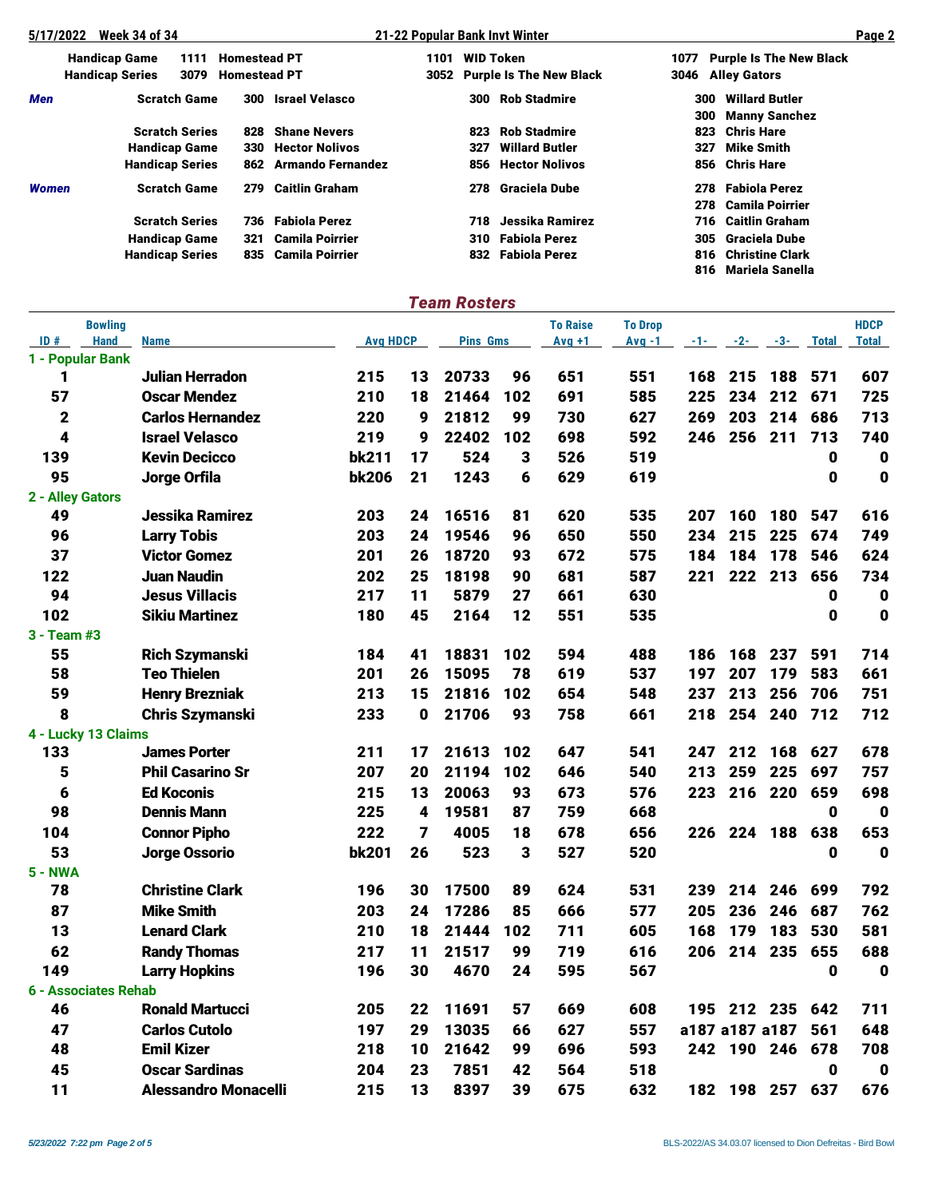5/17/2022 Week 34 of 34 — 21-22 Popular Bank Invt Winter

| | | | | | | |
|---|---|---|---|---|---|---|
| Handicap Game | 1111 | Homestead PT | 1101 | WID Token | 1077 | Purple Is The New Black |
| Handicap Series | 3079 | Homestead PT | 3052 | Purple Is The New Black | 3046 | Alley Gators |

| | | | | | | | |
|---|---|---|---|---|---|---|---|
| ***Men*** | Scratch Game | 300 | Israel Velasco | 300 | Rob Stadmire | 300 | Willard Butler |
| | | | | | | 300 | Manny Sanchez |
| | Scratch Series | 828 | Shane Nevers | 823 | Rob Stadmire | 823 | Chris Hare |
| | Handicap Game | 330 | Hector Nolivos | 327 | Willard Butler | 327 | Mike Smith |
| | Handicap Series | 862 | Armando Fernandez | 856 | Hector Nolivos | 856 | Chris Hare |
| ***Women*** | Scratch Game | 279 | Caitlin Graham | 278 | Graciela Dube | 278 | Fabiola Perez |
| | | | | | | 278 | Camila Poirrier |
| | Scratch Series | 736 | Fabiola Perez | 718 | Jessika Ramirez | 716 | Caitlin Graham |
| | Handicap Game | 321 | Camila Poirrier | 310 | Fabiola Perez | 305 | Graciela Dube |
| | Handicap Series | 835 | Camila Poirrier | 832 | Fabiola Perez | 816 | Christine Clark |
| | | | | | | 816 | Mariela Sanella |

## Team Rosters

| ID # | Bowling Hand | Name | Avg | HDCP | Pins | Gms | To Raise Avg +1 | To Drop Avg -1 | -1- | -2- | -3- | Total | HDCP Total |
|---|---|---|---|---|---|---|---|---|---|---|---|---|---|
| **1 - Popular Bank** | | | | | | | | | | | | | |
| 1 | | Julian Herradon | 215 | 13 | 20733 | 96 | 651 | 551 | 168 | 215 | 188 | 571 | 607 |
| 57 | | Oscar Mendez | 210 | 18 | 21464 | 102 | 691 | 585 | 225 | 234 | 212 | 671 | 725 |
| 2 | | Carlos Hernandez | 220 | 9 | 21812 | 99 | 730 | 627 | 269 | 203 | 214 | 686 | 713 |
| 4 | | Israel Velasco | 219 | 9 | 22402 | 102 | 698 | 592 | 246 | 256 | 211 | 713 | 740 |
| 139 | | Kevin Decicco | bk211 | 17 | 524 | 3 | 526 | 519 | | | | 0 | 0 |
| 95 | | Jorge Orfila | bk206 | 21 | 1243 | 6 | 629 | 619 | | | | 0 | 0 |
| **2 - Alley Gators** | | | | | | | | | | | | | |
| 49 | | Jessika Ramirez | 203 | 24 | 16516 | 81 | 620 | 535 | 207 | 160 | 180 | 547 | 616 |
| 96 | | Larry Tobis | 203 | 24 | 19546 | 96 | 650 | 550 | 234 | 215 | 225 | 674 | 749 |
| 37 | | Victor Gomez | 201 | 26 | 18720 | 93 | 672 | 575 | 184 | 184 | 178 | 546 | 624 |
| 122 | | Juan Naudin | 202 | 25 | 18198 | 90 | 681 | 587 | 221 | 222 | 213 | 656 | 734 |
| 94 | | Jesus Villacis | 217 | 11 | 5879 | 27 | 661 | 630 | | | | 0 | 0 |
| 102 | | Sikiu Martinez | 180 | 45 | 2164 | 12 | 551 | 535 | | | | 0 | 0 |
| **3 - Team #3** | | | | | | | | | | | | | |
| 55 | | Rich Szymanski | 184 | 41 | 18831 | 102 | 594 | 488 | 186 | 168 | 237 | 591 | 714 |
| 58 | | Teo Thielen | 201 | 26 | 15095 | 78 | 619 | 537 | 197 | 207 | 179 | 583 | 661 |
| 59 | | Henry Brezniak | 213 | 15 | 21816 | 102 | 654 | 548 | 237 | 213 | 256 | 706 | 751 |
| 8 | | Chris Szymanski | 233 | 0 | 21706 | 93 | 758 | 661 | 218 | 254 | 240 | 712 | 712 |
| **4 - Lucky 13 Claims** | | | | | | | | | | | | | |
| 133 | | James Porter | 211 | 17 | 21613 | 102 | 647 | 541 | 247 | 212 | 168 | 627 | 678 |
| 5 | | Phil Casarino Sr | 207 | 20 | 21194 | 102 | 646 | 540 | 213 | 259 | 225 | 697 | 757 |
| 6 | | Ed Koconis | 215 | 13 | 20063 | 93 | 673 | 576 | 223 | 216 | 220 | 659 | 698 |
| 98 | | Dennis Mann | 225 | 4 | 19581 | 87 | 759 | 668 | | | | 0 | 0 |
| 104 | | Connor Pipho | 222 | 7 | 4005 | 18 | 678 | 656 | 226 | 224 | 188 | 638 | 653 |
| 53 | | Jorge Ossorio | bk201 | 26 | 523 | 3 | 527 | 520 | | | | 0 | 0 |
| **5 - NWA** | | | | | | | | | | | | | |
| 78 | | Christine Clark | 196 | 30 | 17500 | 89 | 624 | 531 | 239 | 214 | 246 | 699 | 792 |
| 87 | | Mike Smith | 203 | 24 | 17286 | 85 | 666 | 577 | 205 | 236 | 246 | 687 | 762 |
| 13 | | Lenard Clark | 210 | 18 | 21444 | 102 | 711 | 605 | 168 | 179 | 183 | 530 | 581 |
| 62 | | Randy Thomas | 217 | 11 | 21517 | 99 | 719 | 616 | 206 | 214 | 235 | 655 | 688 |
| 149 | | Larry Hopkins | 196 | 30 | 4670 | 24 | 595 | 567 | | | | 0 | 0 |
| **6 - Associates Rehab** | | | | | | | | | | | | | |
| 46 | | Ronald Martucci | 205 | 22 | 11691 | 57 | 669 | 608 | 195 | 212 | 235 | 642 | 711 |
| 47 | | Carlos Cutolo | 197 | 29 | 13035 | 66 | 627 | 557 | a187 | a187 | a187 | 561 | 648 |
| 48 | | Emil Kizer | 218 | 10 | 21642 | 99 | 696 | 593 | 242 | 190 | 246 | 678 | 708 |
| 45 | | Oscar Sardinas | 204 | 23 | 7851 | 42 | 564 | 518 | | | | 0 | 0 |
| 11 | | Alessandro Monacelli | 215 | 13 | 8397 | 39 | 675 | 632 | 182 | 198 | 257 | 637 | 676 |

BLS-2022/AS 34.03.07 licensed to Dion Defreitas - Bird Bowl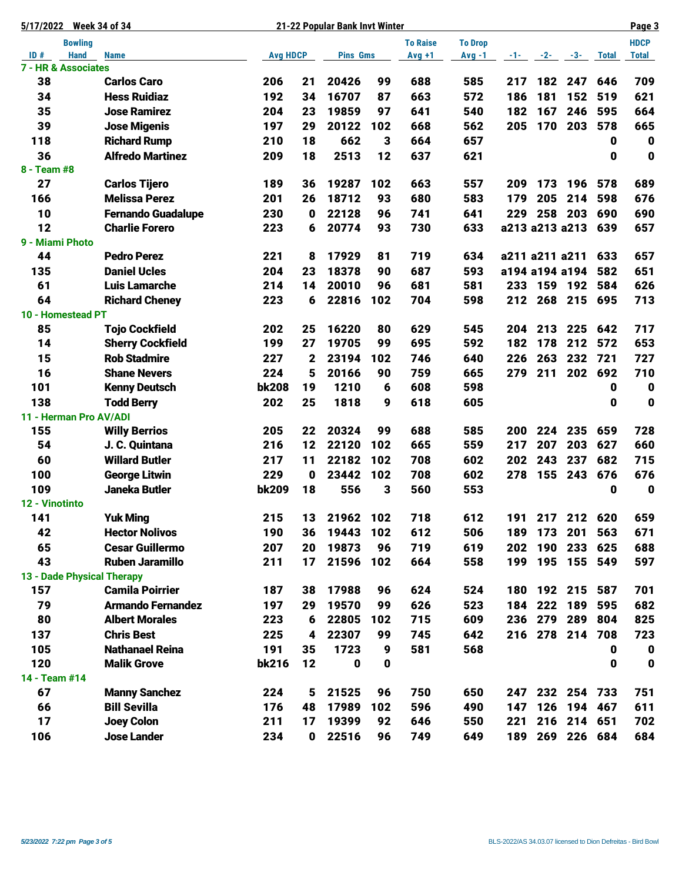5/17/2022 Week 34 of 34 21-22 Popular Bank Invt Winter

| ID # | Bowling Hand | Name | Avg | HDCP | Pins | Gms | To Raise Avg +1 | To Drop Avg -1 | -1- | -2- | -3- | Total | HDCP Total |
|---|---|---|---|---|---|---|---|---|---|---|---|---|---|
| **7 - HR & Associates** | | | | | | | | | | | | | |
| 38 | | Carlos Caro | 206 | 21 | 20426 | 99 | 688 | 585 | 217 | 182 | 247 | 646 | 709 |
| 34 | | Hess Ruidiaz | 192 | 34 | 16707 | 87 | 663 | 572 | 186 | 181 | 152 | 519 | 621 |
| 35 | | Jose Ramirez | 204 | 23 | 19859 | 97 | 641 | 540 | 182 | 167 | 246 | 595 | 664 |
| 39 | | Jose Migenis | 197 | 29 | 20122 | 102 | 668 | 562 | 205 | 170 | 203 | 578 | 665 |
| 118 | | Richard Rump | 210 | 18 | 662 | 3 | 664 | 657 | | | | 0 | 0 |
| 36 | | Alfredo Martinez | 209 | 18 | 2513 | 12 | 637 | 621 | | | | 0 | 0 |
| **8 - Team #8** | | | | | | | | | | | | | |
| 27 | | Carlos Tijero | 189 | 36 | 19287 | 102 | 663 | 557 | 209 | 173 | 196 | 578 | 689 |
| 166 | | Melissa Perez | 201 | 26 | 18712 | 93 | 680 | 583 | 179 | 205 | 214 | 598 | 676 |
| 10 | | Fernando Guadalupe | 230 | 0 | 22128 | 96 | 741 | 641 | 229 | 258 | 203 | 690 | 690 |
| 12 | | Charlie Forero | 223 | 6 | 20774 | 93 | 730 | 633 | a213 | a213 | a213 | 639 | 657 |
| **9 - Miami Photo** | | | | | | | | | | | | | |
| 44 | | Pedro Perez | 221 | 8 | 17929 | 81 | 719 | 634 | a211 | a211 | a211 | 633 | 657 |
| 135 | | Daniel Ucles | 204 | 23 | 18378 | 90 | 687 | 593 | a194 | a194 | a194 | 582 | 651 |
| 61 | | Luis Lamarche | 214 | 14 | 20010 | 96 | 681 | 581 | 233 | 159 | 192 | 584 | 626 |
| 64 | | Richard Cheney | 223 | 6 | 22816 | 102 | 704 | 598 | 212 | 268 | 215 | 695 | 713 |
| **10 - Homestead PT** | | | | | | | | | | | | | |
| 85 | | Tojo Cockfield | 202 | 25 | 16220 | 80 | 629 | 545 | 204 | 213 | 225 | 642 | 717 |
| 14 | | Sherry Cockfield | 199 | 27 | 19705 | 99 | 695 | 592 | 182 | 178 | 212 | 572 | 653 |
| 15 | | Rob Stadmire | 227 | 2 | 23194 | 102 | 746 | 640 | 226 | 263 | 232 | 721 | 727 |
| 16 | | Shane Nevers | 224 | 5 | 20166 | 90 | 759 | 665 | 279 | 211 | 202 | 692 | 710 |
| 101 | | Kenny Deutsch | bk208 | 19 | 1210 | 6 | 608 | 598 | | | | 0 | 0 |
| 138 | | Todd Berry | 202 | 25 | 1818 | 9 | 618 | 605 | | | | 0 | 0 |
| **11 - Herman Pro AV/ADI** | | | | | | | | | | | | | |
| 155 | | Willy Berrios | 205 | 22 | 20324 | 99 | 688 | 585 | 200 | 224 | 235 | 659 | 728 |
| 54 | | J. C. Quintana | 216 | 12 | 22120 | 102 | 665 | 559 | 217 | 207 | 203 | 627 | 660 |
| 60 | | Willard Butler | 217 | 11 | 22182 | 102 | 708 | 602 | 202 | 243 | 237 | 682 | 715 |
| 100 | | George Litwin | 229 | 0 | 23442 | 102 | 708 | 602 | 278 | 155 | 243 | 676 | 676 |
| 109 | | Janeka Butler | bk209 | 18 | 556 | 3 | 560 | 553 | | | | 0 | 0 |
| **12 - Vinotinto** | | | | | | | | | | | | | |
| 141 | | Yuk Ming | 215 | 13 | 21962 | 102 | 718 | 612 | 191 | 217 | 212 | 620 | 659 |
| 42 | | Hector Nolivos | 190 | 36 | 19443 | 102 | 612 | 506 | 189 | 173 | 201 | 563 | 671 |
| 65 | | Cesar Guillermo | 207 | 20 | 19873 | 96 | 719 | 619 | 202 | 190 | 233 | 625 | 688 |
| 43 | | Ruben Jaramillo | 211 | 17 | 21596 | 102 | 664 | 558 | 199 | 195 | 155 | 549 | 597 |
| **13 - Dade Physical Therapy** | | | | | | | | | | | | | |
| 157 | | Camila Poirrier | 187 | 38 | 17988 | 96 | 624 | 524 | 180 | 192 | 215 | 587 | 701 |
| 79 | | Armando Fernandez | 197 | 29 | 19570 | 99 | 626 | 523 | 184 | 222 | 189 | 595 | 682 |
| 80 | | Albert Morales | 223 | 6 | 22805 | 102 | 715 | 609 | 236 | 279 | 289 | 804 | 825 |
| 137 | | Chris Best | 225 | 4 | 22307 | 99 | 745 | 642 | 216 | 278 | 214 | 708 | 723 |
| 105 | | Nathanael Reina | 191 | 35 | 1723 | 9 | 581 | 568 | | | | 0 | 0 |
| 120 | | Malik Grove | bk216 | 12 | 0 | 0 | | | | | | 0 | 0 |
| **14 - Team #14** | | | | | | | | | | | | | |
| 67 | | Manny Sanchez | 224 | 5 | 21525 | 96 | 750 | 650 | 247 | 232 | 254 | 733 | 751 |
| 66 | | Bill Sevilla | 176 | 48 | 17989 | 102 | 596 | 490 | 147 | 126 | 194 | 467 | 611 |
| 17 | | Joey Colon | 211 | 17 | 19399 | 92 | 646 | 550 | 221 | 216 | 214 | 651 | 702 |
| 106 | | Jose Lander | 234 | 0 | 22516 | 96 | 749 | 649 | 189 | 269 | 226 | 684 | 684 |

BLS-2022/AS 34.03.07 licensed to Dion Defreitas - Bird Bowl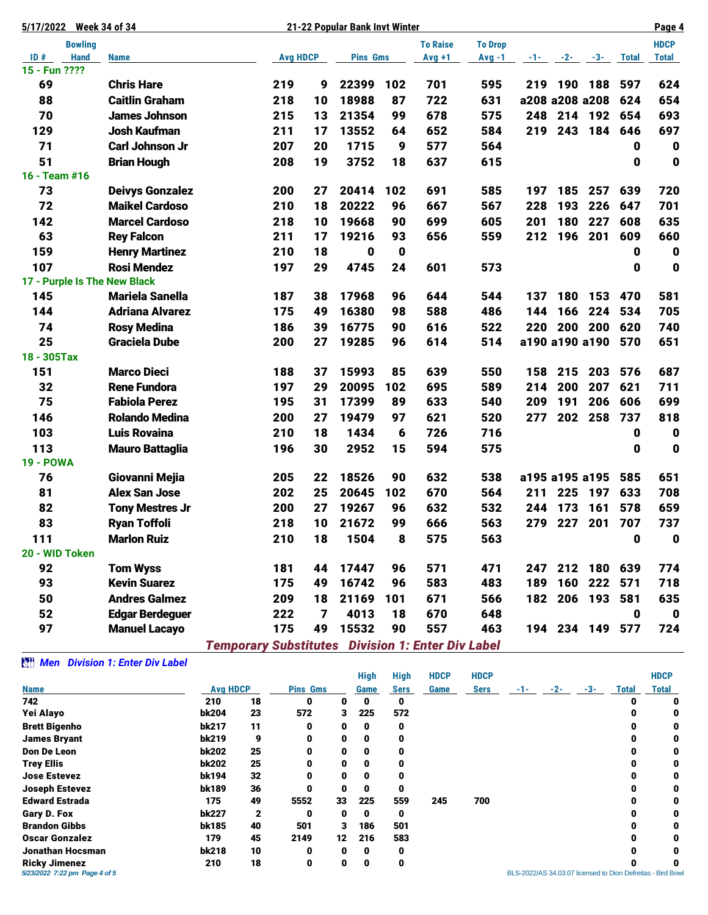**21-22 Popular Bank Invt Winter** — 5/17/2022 Week 34 of 34

| ID # | Bowling Hand | Name | Avg | HDCP | Pins | Gms | To Raise Avg +1 | To Drop Avg -1 | -1- | -2- | -3- | Total | HDCP Total |
|---|---|---|---|---|---|---|---|---|---|---|---|---|---|
| **15 - Fun ????** | | | | | | | | | | | | | |
| 69 | | Chris Hare | 219 | 9 | 22399 | 102 | 701 | 595 | 219 | 190 | 188 | 597 | 624 |
| 88 | | Caitlin Graham | 218 | 10 | 18988 | 87 | 722 | 631 | a208 | a208 | a208 | 624 | 654 |
| 70 | | James Johnson | 215 | 13 | 21354 | 99 | 678 | 575 | 248 | 214 | 192 | 654 | 693 |
| 129 | | Josh Kaufman | 211 | 17 | 13552 | 64 | 652 | 584 | 219 | 243 | 184 | 646 | 697 |
| 71 | | Carl Johnson Jr | 207 | 20 | 1715 | 9 | 577 | 564 | | | | 0 | 0 |
| 51 | | Brian Hough | 208 | 19 | 3752 | 18 | 637 | 615 | | | | 0 | 0 |
| **16 - Team #16** | | | | | | | | | | | | | |
| 73 | | Deivys Gonzalez | 200 | 27 | 20414 | 102 | 691 | 585 | 197 | 185 | 257 | 639 | 720 |
| 72 | | Maikel Cardoso | 210 | 18 | 20222 | 96 | 667 | 567 | 228 | 193 | 226 | 647 | 701 |
| 142 | | Marcel Cardoso | 218 | 10 | 19668 | 90 | 699 | 605 | 201 | 180 | 227 | 608 | 635 |
| 63 | | Rey Falcon | 211 | 17 | 19216 | 93 | 656 | 559 | 212 | 196 | 201 | 609 | 660 |
| 159 | | Henry Martinez | 210 | 18 | 0 | 0 | | | | | | 0 | 0 |
| 107 | | Rosi Mendez | 197 | 29 | 4745 | 24 | 601 | 573 | | | | 0 | 0 |
| **17 - Purple Is The New Black** | | | | | | | | | | | | | |
| 145 | | Mariela Sanella | 187 | 38 | 17968 | 96 | 644 | 544 | 137 | 180 | 153 | 470 | 581 |
| 144 | | Adriana Alvarez | 175 | 49 | 16380 | 98 | 588 | 486 | 144 | 166 | 224 | 534 | 705 |
| 74 | | Rosy Medina | 186 | 39 | 16775 | 90 | 616 | 522 | 220 | 200 | 200 | 620 | 740 |
| 25 | | Graciela Dube | 200 | 27 | 19285 | 96 | 614 | 514 | a190 | a190 | a190 | 570 | 651 |
| **18 - 305Tax** | | | | | | | | | | | | | |
| 151 | | Marco Dieci | 188 | 37 | 15993 | 85 | 639 | 550 | 158 | 215 | 203 | 576 | 687 |
| 32 | | Rene Fundora | 197 | 29 | 20095 | 102 | 695 | 589 | 214 | 200 | 207 | 621 | 711 |
| 75 | | Fabiola Perez | 195 | 31 | 17399 | 89 | 633 | 540 | 209 | 191 | 206 | 606 | 699 |
| 146 | | Rolando Medina | 200 | 27 | 19479 | 97 | 621 | 520 | 277 | 202 | 258 | 737 | 818 |
| 103 | | Luis Rovaina | 210 | 18 | 1434 | 6 | 726 | 716 | | | | 0 | 0 |
| 113 | | Mauro Battaglia | 196 | 30 | 2952 | 15 | 594 | 575 | | | | 0 | 0 |
| **19 - POWA** | | | | | | | | | | | | | |
| 76 | | Giovanni Mejia | 205 | 22 | 18526 | 90 | 632 | 538 | a195 | a195 | a195 | 585 | 651 |
| 81 | | Alex San Jose | 202 | 25 | 20645 | 102 | 670 | 564 | 211 | 225 | 197 | 633 | 708 |
| 82 | | Tony Mestres Jr | 200 | 27 | 19267 | 96 | 632 | 532 | 244 | 173 | 161 | 578 | 659 |
| 83 | | Ryan Toffoli | 218 | 10 | 21672 | 99 | 666 | 563 | 279 | 227 | 201 | 707 | 737 |
| 111 | | Marlon Ruiz | 210 | 18 | 1504 | 8 | 575 | 563 | | | | 0 | 0 |
| **20 - WID Token** | | | | | | | | | | | | | |
| 92 | | Tom Wyss | 181 | 44 | 17447 | 96 | 571 | 471 | 247 | 212 | 180 | 639 | 774 |
| 93 | | Kevin Suarez | 175 | 49 | 16742 | 96 | 583 | 483 | 189 | 160 | 222 | 571 | 718 |
| 50 | | Andres Galmez | 209 | 18 | 21169 | 101 | 671 | 566 | 182 | 206 | 193 | 581 | 635 |
| 52 | | Edgar Berdeguer | 222 | 7 | 4013 | 18 | 670 | 648 | | | | 0 | 0 |
| 97 | | Manuel Lacayo | 175 | 49 | 15532 | 90 | 557 | 463 | 194 | 234 | 149 | 577 | 724 |

## *Temporary Substitutes Division 1: Enter Div Label*

### *Men Division 1: Enter Div Label*

| Name | Avg | HDCP | Pins | Gms | High Game | High Sers | HDCP Game | HDCP Sers | -1- | -2- | -3- | Total | HDCP Total |
|---|---|---|---|---|---|---|---|---|---|---|---|---|---|
| 742 | 210 | 18 | 0 | 0 | 0 | 0 | | | | | | 0 | 0 |
| Yei Alayo | bk204 | 23 | 572 | 3 | 225 | 572 | | | | | | 0 | 0 |
| Brett Bigenho | bk217 | 11 | 0 | 0 | 0 | 0 | | | | | | 0 | 0 |
| James Bryant | bk219 | 9 | 0 | 0 | 0 | 0 | | | | | | 0 | 0 |
| Don De Leon | bk202 | 25 | 0 | 0 | 0 | 0 | | | | | | 0 | 0 |
| Trey Ellis | bk202 | 25 | 0 | 0 | 0 | 0 | | | | | | 0 | 0 |
| Jose Estevez | bk194 | 32 | 0 | 0 | 0 | 0 | | | | | | 0 | 0 |
| Joseph Estevez | bk189 | 36 | 0 | 0 | 0 | 0 | | | | | | 0 | 0 |
| Edward Estrada | 175 | 49 | 5552 | 33 | 225 | 559 | 245 | 700 | | | | 0 | 0 |
| Gary D. Fox | bk227 | 2 | 0 | 0 | 0 | 0 | | | | | | 0 | 0 |
| Brandon Gibbs | bk185 | 40 | 501 | 3 | 186 | 501 | | | | | | 0 | 0 |
| Oscar Gonzalez | 179 | 45 | 2149 | 12 | 216 | 583 | | | | | | 0 | 0 |
| Jonathan Hocsman | bk218 | 10 | 0 | 0 | 0 | 0 | | | | | | 0 | 0 |
| Ricky Jimenez | 210 | 18 | 0 | 0 | 0 | 0 | | | | | | 0 | 0 |

5/23/2022 7:22 pm

BLS-2022/AS 34.03.07 licensed to Dion Defreitas - Bird Bowl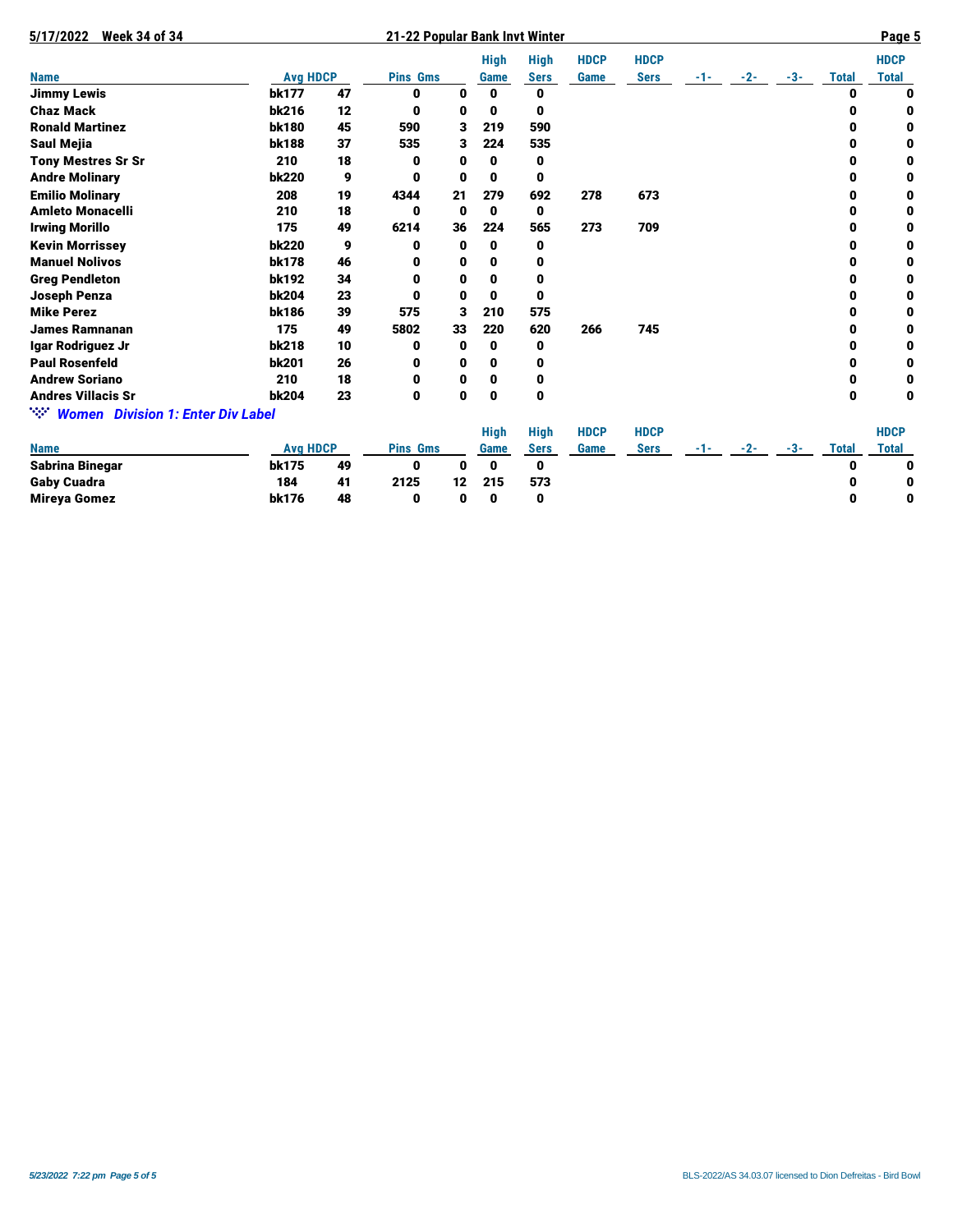| Name | Avg | HDCP | Pins | Gms | High Game | High Sers | HDCP Game | HDCP Sers | -1- | -2- | -3- | Total | HDCP Total |
|---|---|---|---|---|---|---|---|---|---|---|---|---|---|
| Jimmy Lewis | bk177 | 47 | 0 | 0 | 0 | 0 | | | | | | 0 | 0 |
| Chaz Mack | bk216 | 12 | 0 | 0 | 0 | 0 | | | | | | 0 | 0 |
| Ronald Martinez | bk180 | 45 | 590 | 3 | 219 | 590 | | | | | | 0 | 0 |
| Saul Mejia | bk188 | 37 | 535 | 3 | 224 | 535 | | | | | | 0 | 0 |
| Tony Mestres Sr Sr | 210 | 18 | 0 | 0 | 0 | 0 | | | | | | 0 | 0 |
| Andre Molinary | bk220 | 9 | 0 | 0 | 0 | 0 | | | | | | 0 | 0 |
| Emilio Molinary | 208 | 19 | 4344 | 21 | 279 | 692 | 278 | 673 | | | | 0 | 0 |
| Amleto Monacelli | 210 | 18 | 0 | 0 | 0 | 0 | | | | | | 0 | 0 |
| Irwing Morillo | 175 | 49 | 6214 | 36 | 224 | 565 | 273 | 709 | | | | 0 | 0 |
| Kevin Morrissey | bk220 | 9 | 0 | 0 | 0 | 0 | | | | | | 0 | 0 |
| Manuel Nolivos | bk178 | 46 | 0 | 0 | 0 | 0 | | | | | | 0 | 0 |
| Greg Pendleton | bk192 | 34 | 0 | 0 | 0 | 0 | | | | | | 0 | 0 |
| Joseph Penza | bk204 | 23 | 0 | 0 | 0 | 0 | | | | | | 0 | 0 |
| Mike Perez | bk186 | 39 | 575 | 3 | 210 | 575 | | | | | | 0 | 0 |
| James Ramnanan | 175 | 49 | 5802 | 33 | 220 | 620 | 266 | 745 | | | | 0 | 0 |
| Igar Rodriguez Jr | bk218 | 10 | 0 | 0 | 0 | 0 | | | | | | 0 | 0 |
| Paul Rosenfeld | bk201 | 26 | 0 | 0 | 0 | 0 | | | | | | 0 | 0 |
| Andrew Soriano | 210 | 18 | 0 | 0 | 0 | 0 | | | | | | 0 | 0 |
| Andres Villacis Sr | bk204 | 23 | 0 | 0 | 0 | 0 | | | | | | 0 | 0 |

### *Women Division 1: Enter Div Label*

| Name | Avg | HDCP | Pins | Gms | High Game | High Sers | HDCP Game | HDCP Sers | -1- | -2- | -3- | Total | HDCP Total |
|---|---|---|---|---|---|---|---|---|---|---|---|---|---|
| Sabrina Binegar | bk175 | 49 | 0 | 0 | 0 | 0 | | | | | | 0 | 0 |
| Gaby Cuadra | 184 | 41 | 2125 | 12 | 215 | 573 | | | | | | 0 | 0 |
| Mireya Gomez | bk176 | 48 | 0 | 0 | 0 | 0 | | | | | | 0 | 0 |